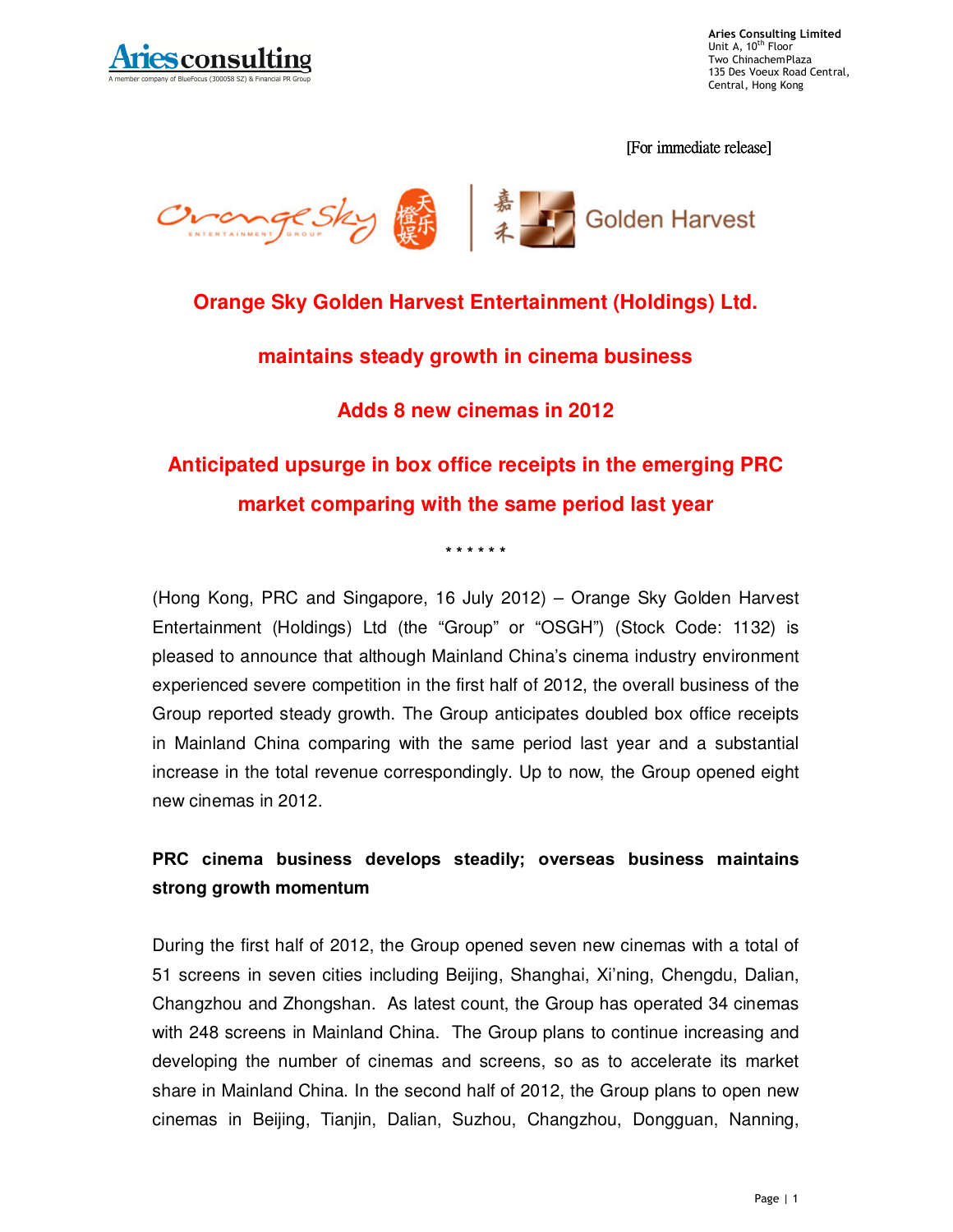**Aries Consulting Limited**
Unit A, 10th Floor
Two ChinachemPlaza
135 Des Voeux Road Central,
Central, Hong Kong

[For immediate release]

# Orange Sky Golden Harvest Entertainment (Holdings) Ltd.

# maintains steady growth in cinema business

# Adds 8 new cinemas in 2012

# Anticipated upsurge in box office receipts in the emerging PRC market comparing with the same period last year

\* \* \* \* \* \*

(Hong Kong, PRC and Singapore, 16 July 2012) – Orange Sky Golden Harvest Entertainment (Holdings) Ltd (the "Group" or "OSGH") (Stock Code: 1132) is pleased to announce that although Mainland China's cinema industry environment experienced severe competition in the first half of 2012, the overall business of the Group reported steady growth. The Group anticipates doubled box office receipts in Mainland China comparing with the same period last year and a substantial increase in the total revenue correspondingly. Up to now, the Group opened eight new cinemas in 2012.

**PRC cinema business develops steadily; overseas business maintains strong growth momentum**

During the first half of 2012, the Group opened seven new cinemas with a total of 51 screens in seven cities including Beijing, Shanghai, Xi'ning, Chengdu, Dalian, Changzhou and Zhongshan. As latest count, the Group has operated 34 cinemas with 248 screens in Mainland China. The Group plans to continue increasing and developing the number of cinemas and screens, so as to accelerate its market share in Mainland China. In the second half of 2012, the Group plans to open new cinemas in Beijing, Tianjin, Dalian, Suzhou, Changzhou, Dongguan, Nanning,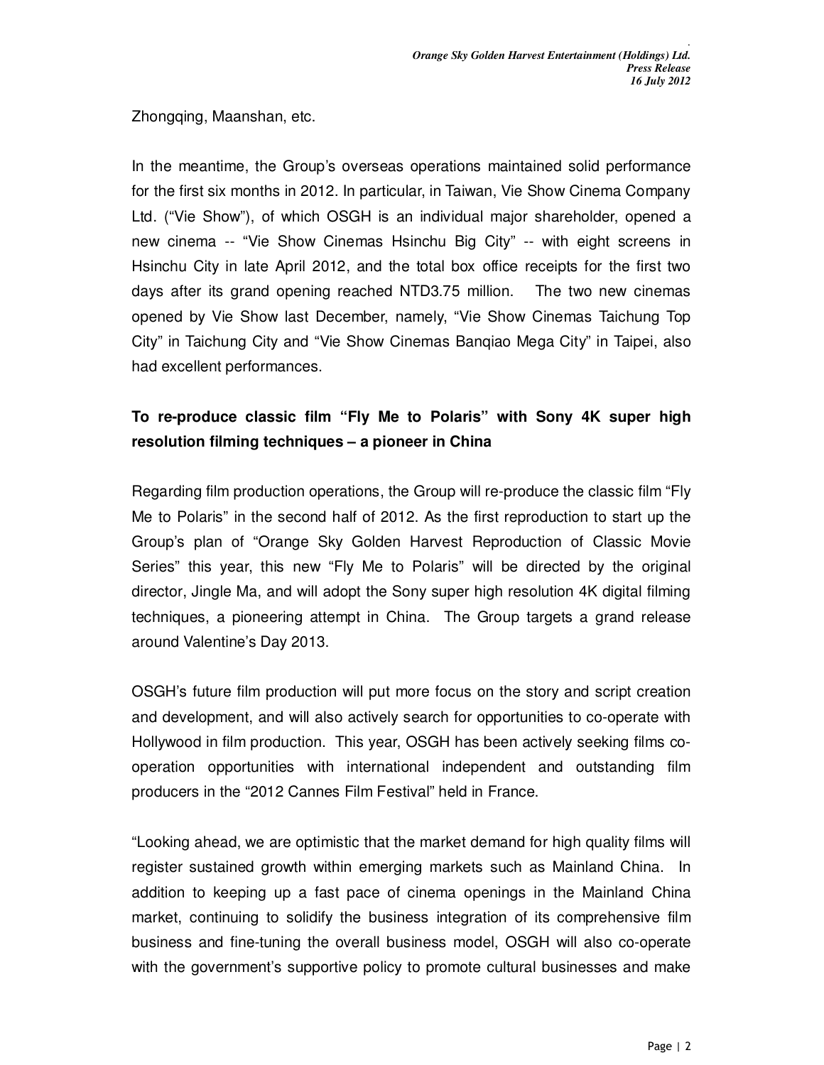Zhongqing, Maanshan, etc.

In the meantime, the Group's overseas operations maintained solid performance for the first six months in 2012. In particular, in Taiwan, Vie Show Cinema Company Ltd. ("Vie Show"), of which OSGH is an individual major shareholder, opened a new cinema -- "Vie Show Cinemas Hsinchu Big City" -- with eight screens in Hsinchu City in late April 2012, and the total box office receipts for the first two days after its grand opening reached NTD3.75 million. The two new cinemas opened by Vie Show last December, namely, "Vie Show Cinemas Taichung Top City" in Taichung City and "Vie Show Cinemas Banqiao Mega City" in Taipei, also had excellent performances.

**To re-produce classic film "Fly Me to Polaris" with Sony 4K super high resolution filming techniques – a pioneer in China**

Regarding film production operations, the Group will re-produce the classic film "Fly Me to Polaris" in the second half of 2012. As the first reproduction to start up the Group's plan of "Orange Sky Golden Harvest Reproduction of Classic Movie Series" this year, this new "Fly Me to Polaris" will be directed by the original director, Jingle Ma, and will adopt the Sony super high resolution 4K digital filming techniques, a pioneering attempt in China. The Group targets a grand release around Valentine's Day 2013.

OSGH's future film production will put more focus on the story and script creation and development, and will also actively search for opportunities to co-operate with Hollywood in film production. This year, OSGH has been actively seeking films co-operation opportunities with international independent and outstanding film producers in the "2012 Cannes Film Festival" held in France.

"Looking ahead, we are optimistic that the market demand for high quality films will register sustained growth within emerging markets such as Mainland China. In addition to keeping up a fast pace of cinema openings in the Mainland China market, continuing to solidify the business integration of its comprehensive film business and fine-tuning the overall business model, OSGH will also co-operate with the government's supportive policy to promote cultural businesses and make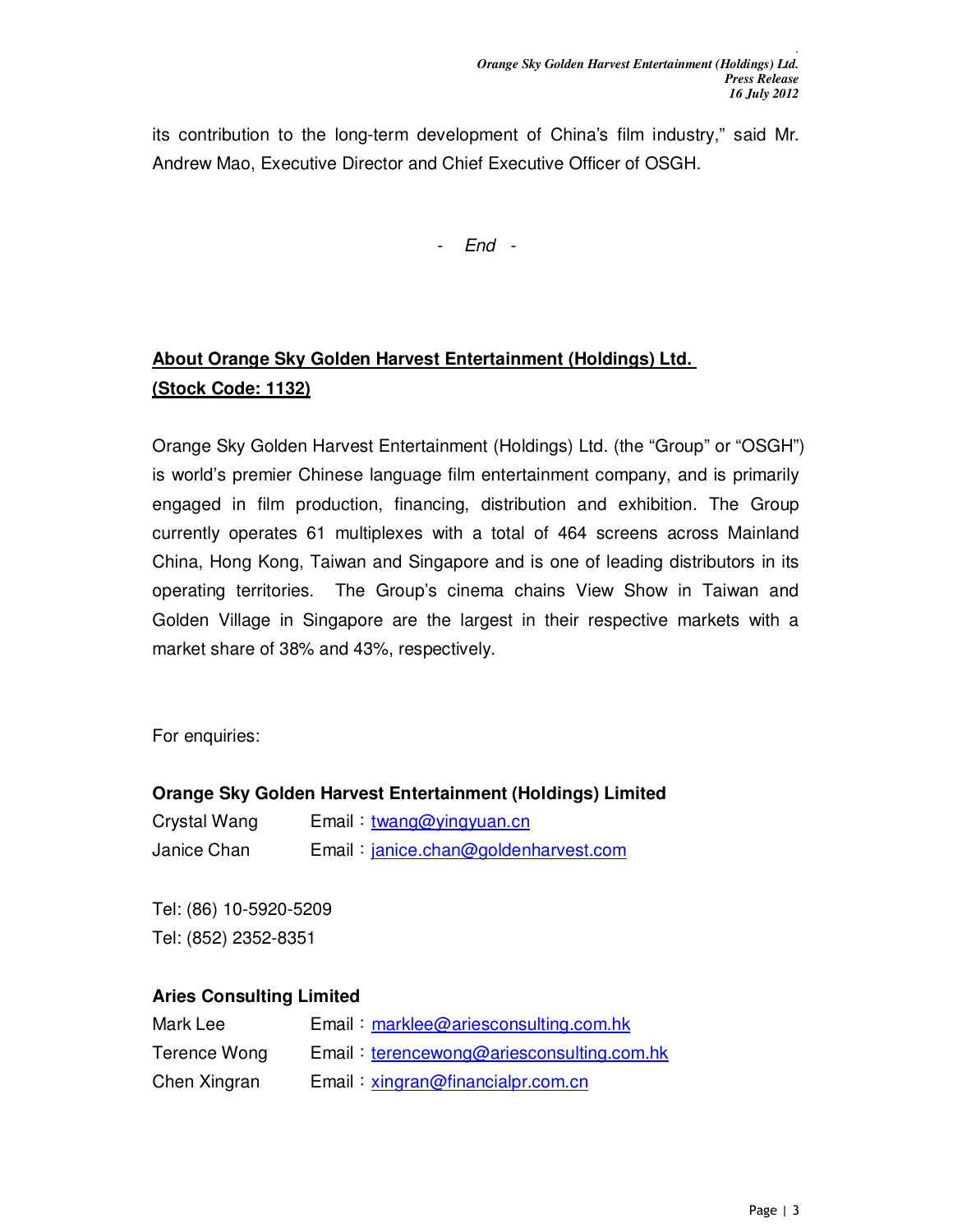its contribution to the long-term development of China's film industry," said Mr. Andrew Mao, Executive Director and Chief Executive Officer of OSGH.

- *End* -

## About Orange Sky Golden Harvest Entertainment (Holdings) Ltd. (Stock Code: 1132)

Orange Sky Golden Harvest Entertainment (Holdings) Ltd. (the "Group" or "OSGH") is world's premier Chinese language film entertainment company, and is primarily engaged in film production, financing, distribution and exhibition. The Group currently operates 61 multiplexes with a total of 464 screens across Mainland China, Hong Kong, Taiwan and Singapore and is one of leading distributors in its operating territories. The Group's cinema chains View Show in Taiwan and Golden Village in Singapore are the largest in their respective markets with a market share of 38% and 43%, respectively.

For enquiries:

**Orange Sky Golden Harvest Entertainment (Holdings) Limited**

Crystal Wang Email：twang@yingyuan.cn
Janice Chan Email：janice.chan@goldenharvest.com

Tel: (86) 10-5920-5209
Tel: (852) 2352-8351

**Aries Consulting Limited**

Mark Lee Email：marklee@ariesconsulting.com.hk
Terence Wong Email：terencewong@ariesconsulting.com.hk
Chen Xingran Email：xingran@financialpr.com.cn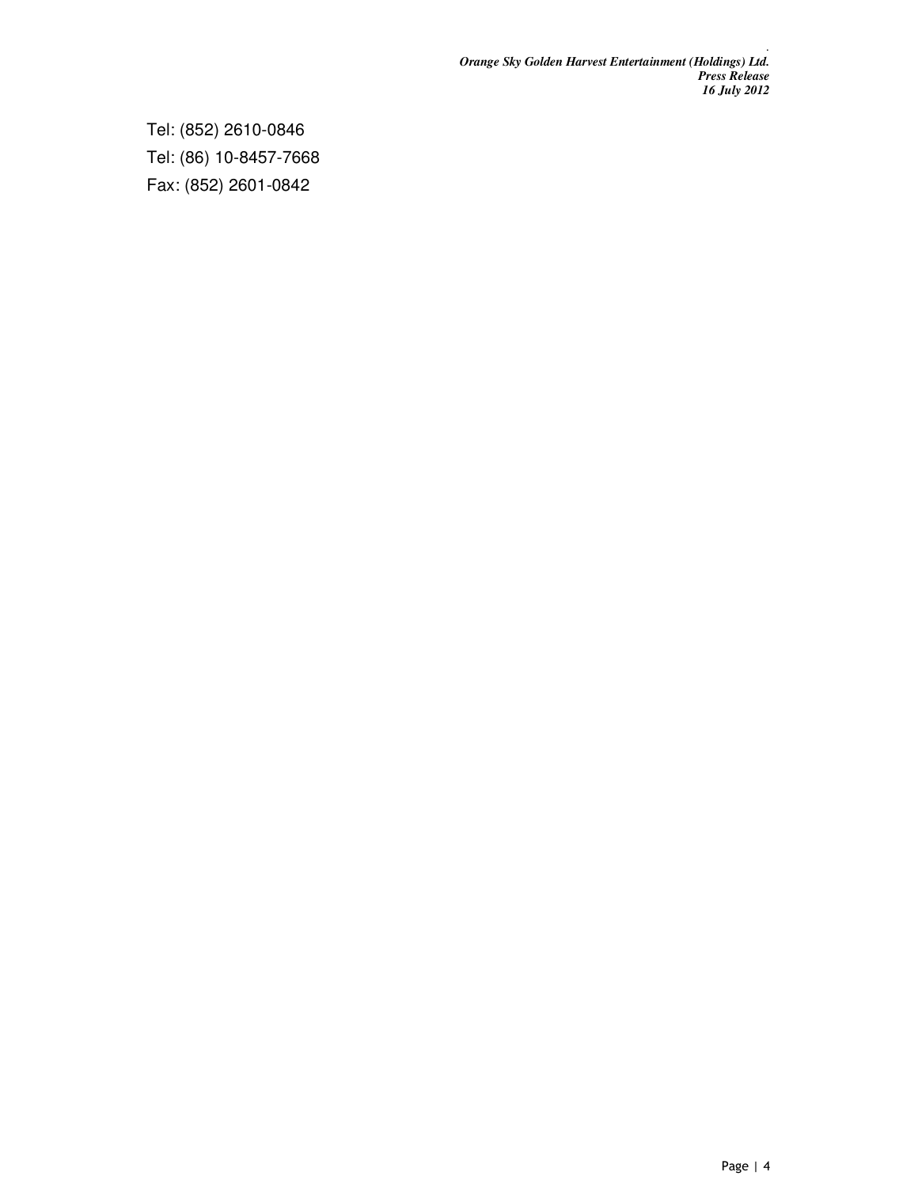Tel: (852) 2610-0846

Tel: (86) 10-8457-7668

Fax: (852) 2601-0842